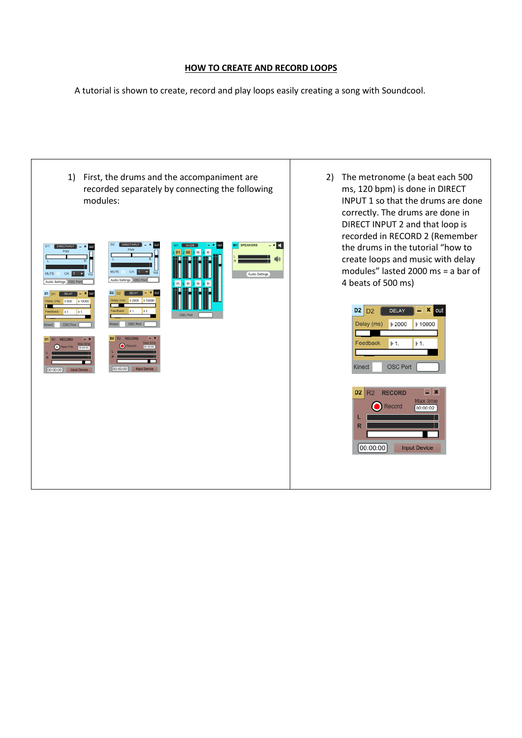## HOW TO CREATE AND RECORD LOOPS

A tutorial is shown to create, record and play loops easily creating a song with Soundcool.

1) First, the drums and the accompaniment are recorded separately by connecting the following modules:

2) The metronome (a beat each 500 ms, 120 bpm) is done in DIRECT INPUT 1 so that the drums are done correctly. The drums are done in DIRECT INPUT 2 and that loop is recorded in RECORD 2 (Remember the drums in the tutorial "how to create loops and music with delay modules" lasted 2000 ms = a bar of 4 beats of 500 ms)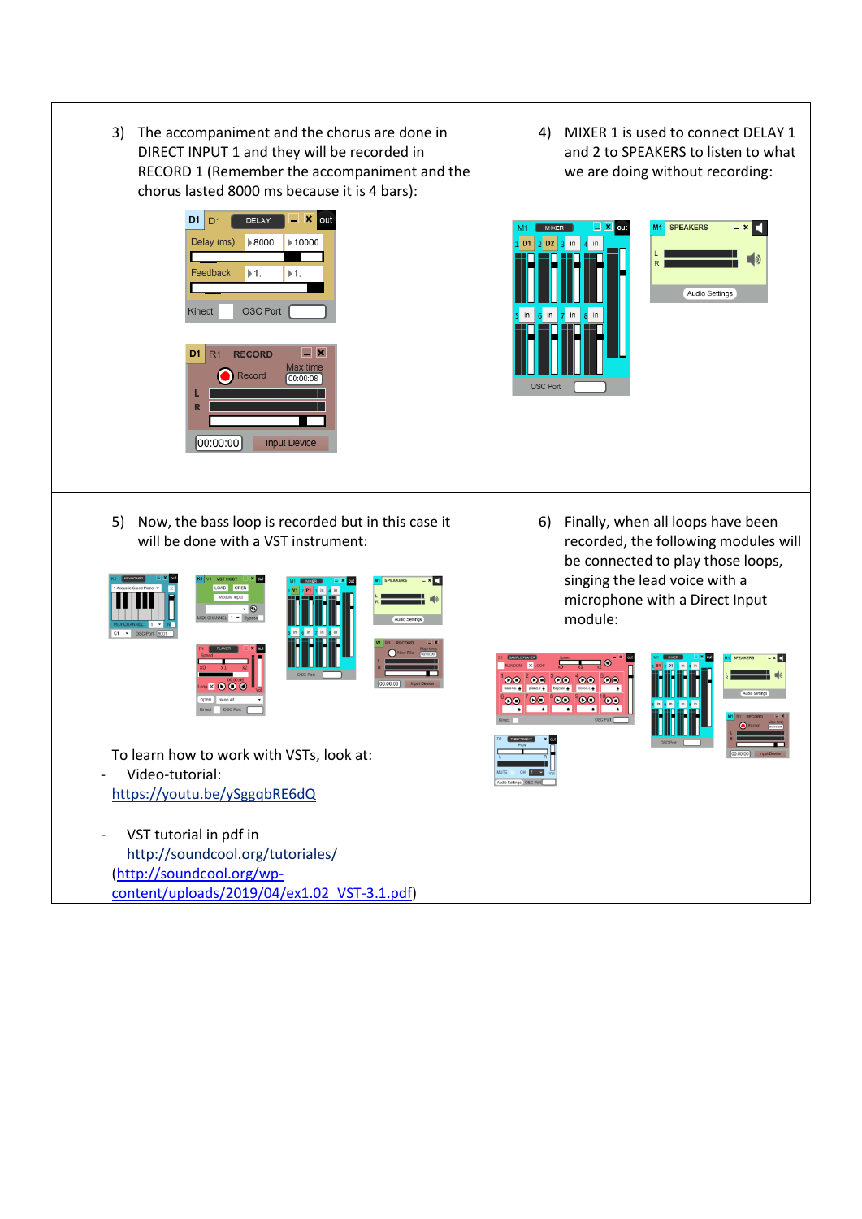3) The accompaniment and the chorus are done in DIRECT INPUT 1 and they will be recorded in RECORD 1 (Remember the accompaniment and the chorus lasted 8000 ms because it is 4 bars):

4) MIXER 1 is used to connect DELAY 1 and 2 to SPEAKERS to listen to what we are doing without recording:

5) Now, the bass loop is recorded but in this case it will be done with a VST instrument:

To learn how to work with VSTs, look at:

- Video-tutorial: https://youtu.be/ySggqbRE6dQ
- VST tutorial in pdf in http://soundcool.org/tutoriales/ (http://soundcool.org/wp-content/uploads/2019/04/ex1.02_VST-3.1.pdf)

6) Finally, when all loops have been recorded, the following modules will be connected to play those loops, singing the lead voice with a microphone with a Direct Input module: